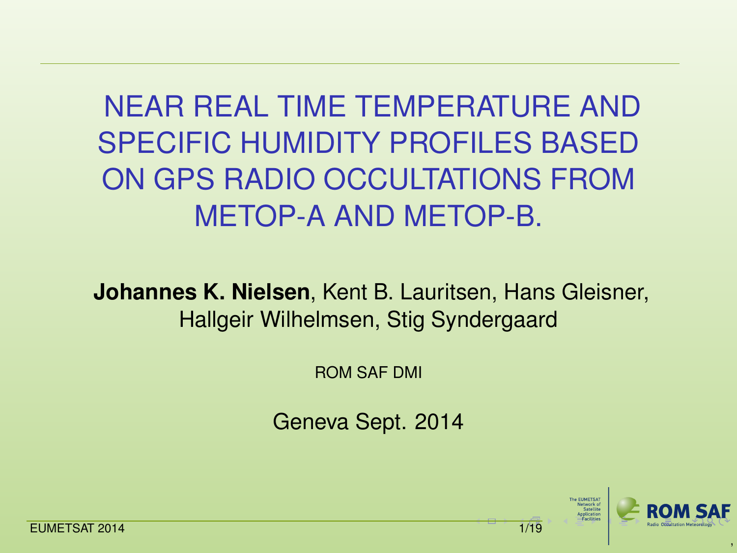# NEAR REAL TIME TEMPERATURE AND SPECIFIC HUMIDITY PROFILES BASED ON GPS RADIO OCCULTATIONS FROM METOP-A AND METOP-B.

**Johannes K. Nielsen**, Kent B. Lauritsen, Hans Gleisner, Hallgeir Wilhelmsen, Stig Syndergaard

ROM SAF DMI

Geneva Sept. 2014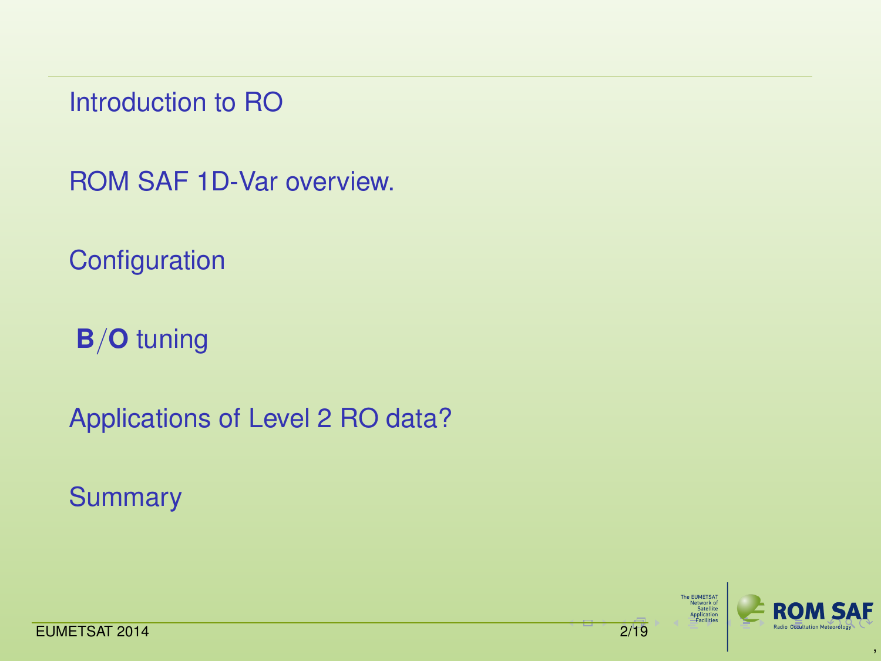- Introduction to RO
- ROM SAF 1D-Var overview.
- Configuration
- **B**/**O** tuning
- Applications of Level 2 RO data?
- Summary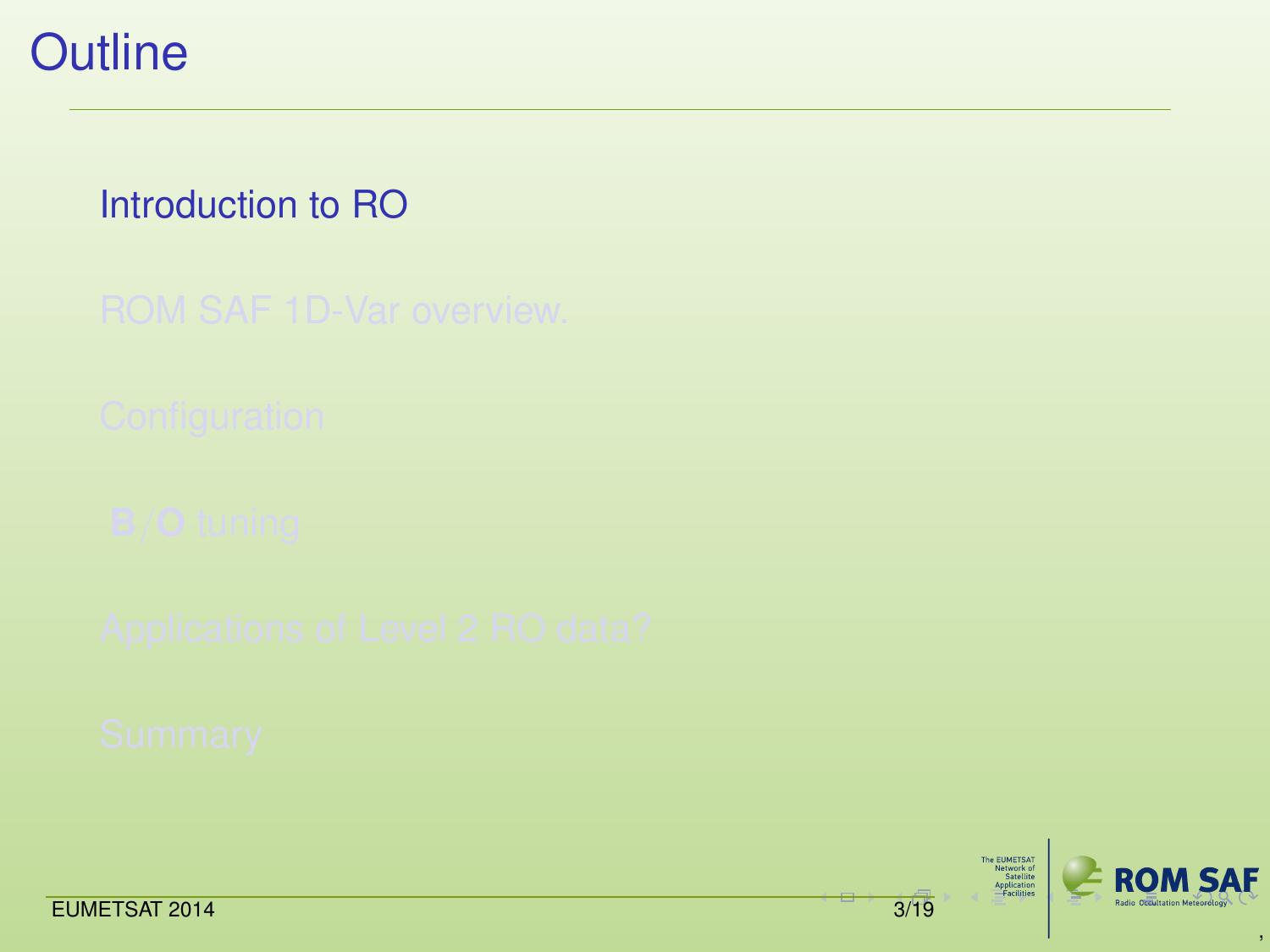# Outline

- Introduction to RO
- ROM SAF 1D-Var overview.
- Configuration
- **B**/**O** tuning
- Applications of Level 2 RO data?
- Summary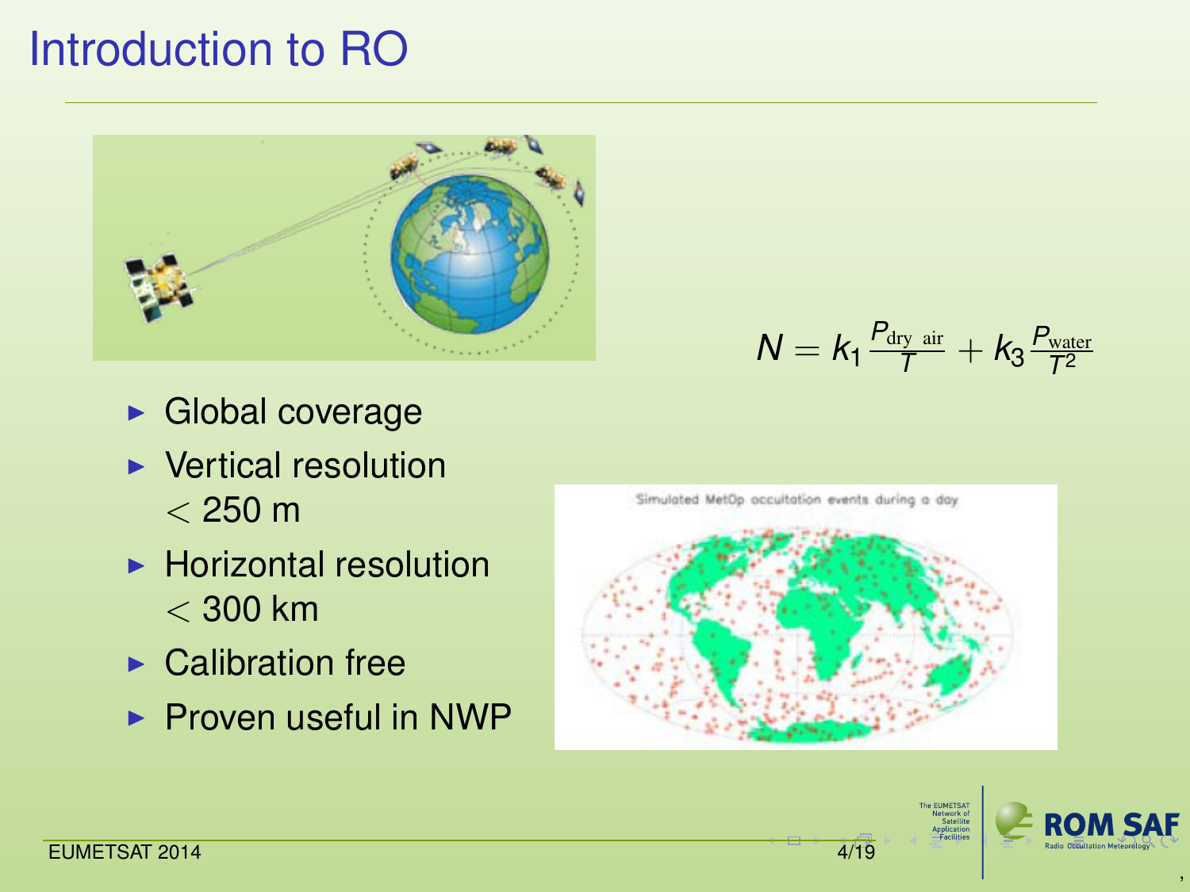# Introduction to RO

$$N = k_1 \frac{P_{\text{dry air}}}{T} + k_3 \frac{P_{\text{water}}}{T^2}$$

- Global coverage
- Vertical resolution $< 250$ m
- Horizontal resolution $< 300$ km
- Calibration free
- Proven useful in NWP

Simulated MetOp occultation events during a day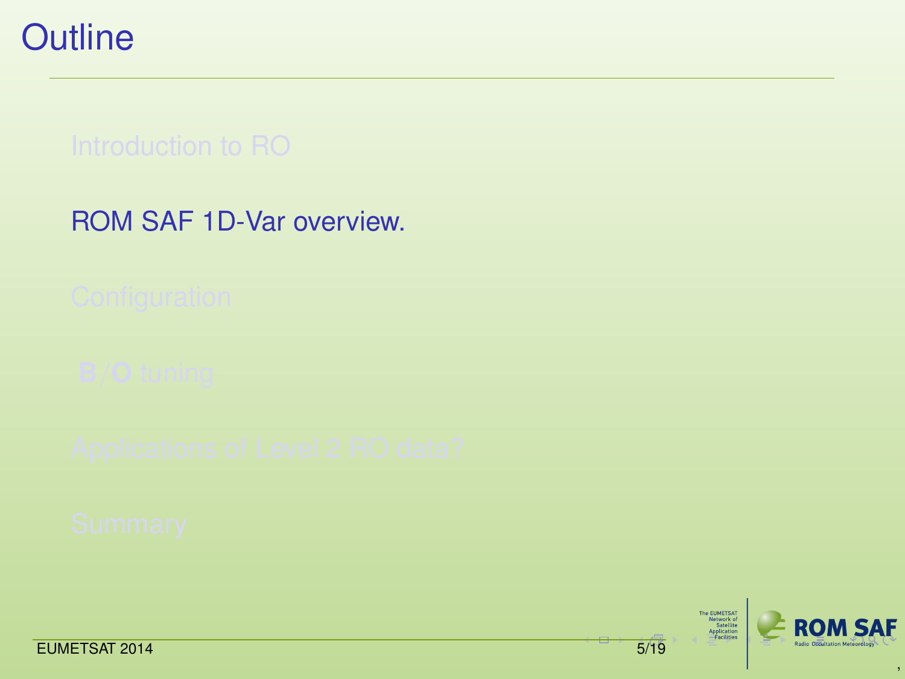# Outline

- Introduction to RO
- ROM SAF 1D-Var overview.
- Configuration
- **B**/**O** tuning
- Applications of Level 2 RO data?
- Summary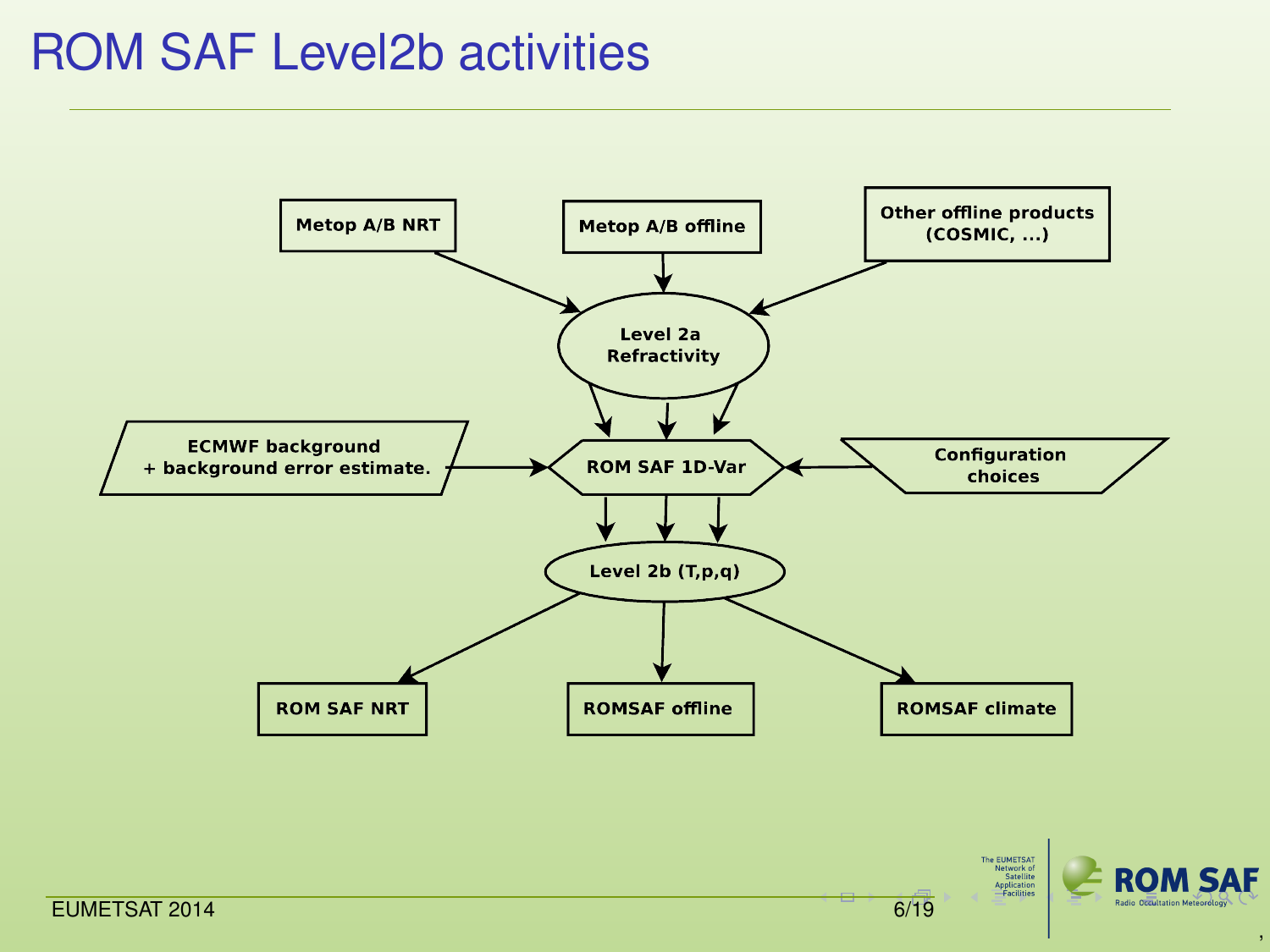# ROM SAF Level2b activities

Metop A/B NRT

Metop A/B offline

Other offline products (COSMIC, ...)

Level 2a Refractivity

ECMWF background + background error estimate.

ROM SAF 1D-Var

Configuration choices

Level 2b (T,p,q)

ROM SAF NRT

ROMSAF offline

ROMSAF climate

EUMETSAT 2014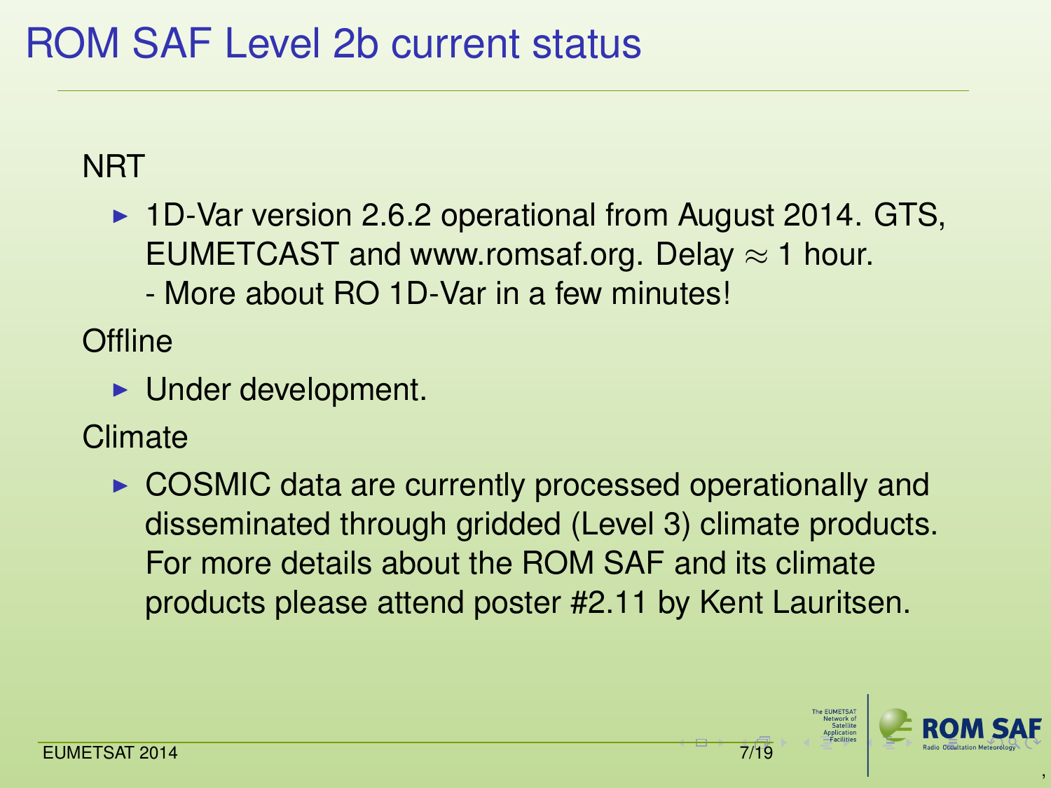# ROM SAF Level 2b current status

NRT

- 1D-Var version 2.6.2 operational from August 2014. GTS, EUMETCAST and www.romsaf.org. Delay $\approx$ 1 hour.
  - More about RO 1D-Var in a few minutes!

Offline

- Under development.

Climate

- COSMIC data are currently processed operationally and disseminated through gridded (Level 3) climate products. For more details about the ROM SAF and its climate products please attend poster #2.11 by Kent Lauritsen.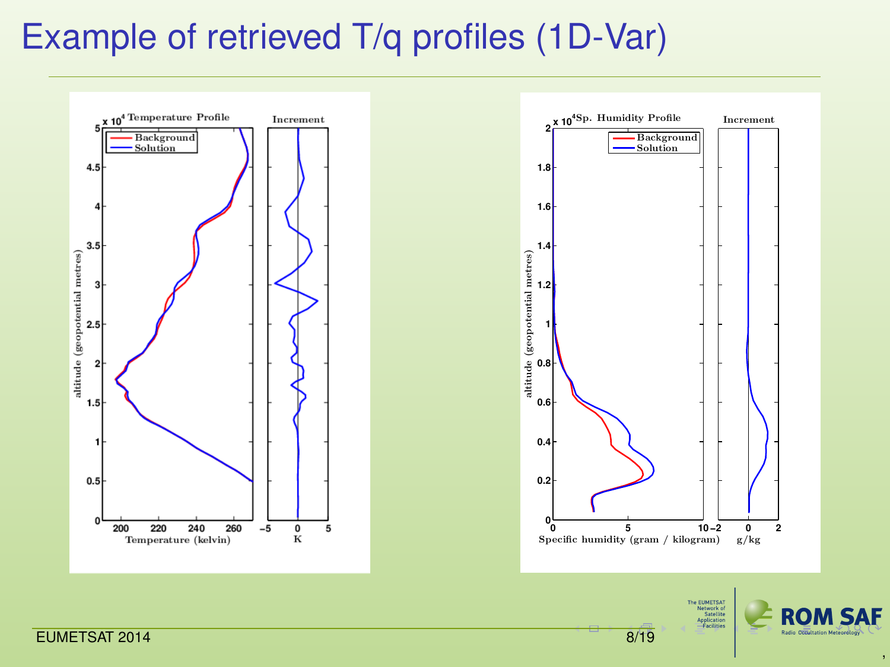# Example of retrieved T/q profiles (1D-Var)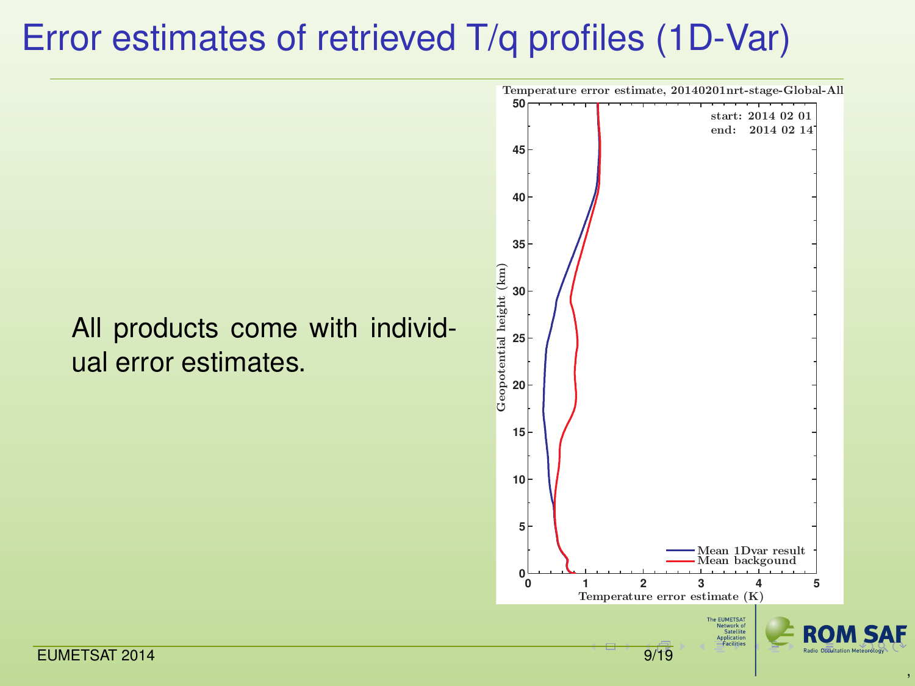# Error estimates of retrieved T/q profiles (1D-Var)

All products come with individual error estimates.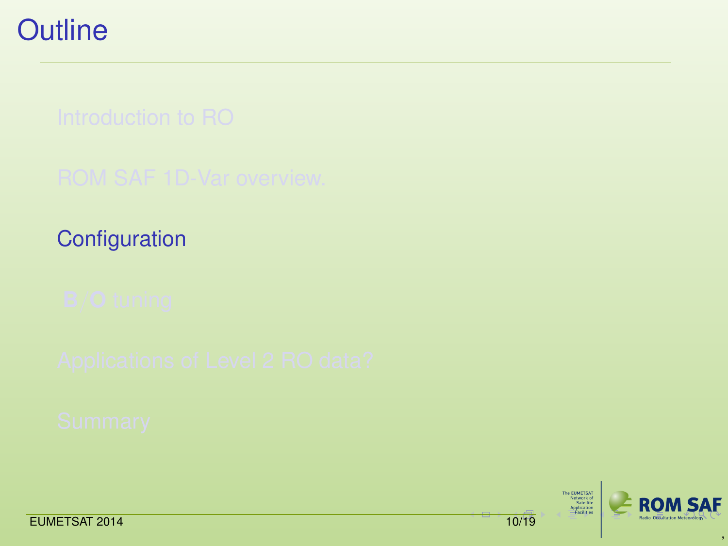# Outline

- Introduction to RO
- ROM SAF 1D-Var overview.
- **Configuration**
- $\mathbf{B}/\mathbf{O}$ tuning
- Applications of Level 2 RO data?
- Summary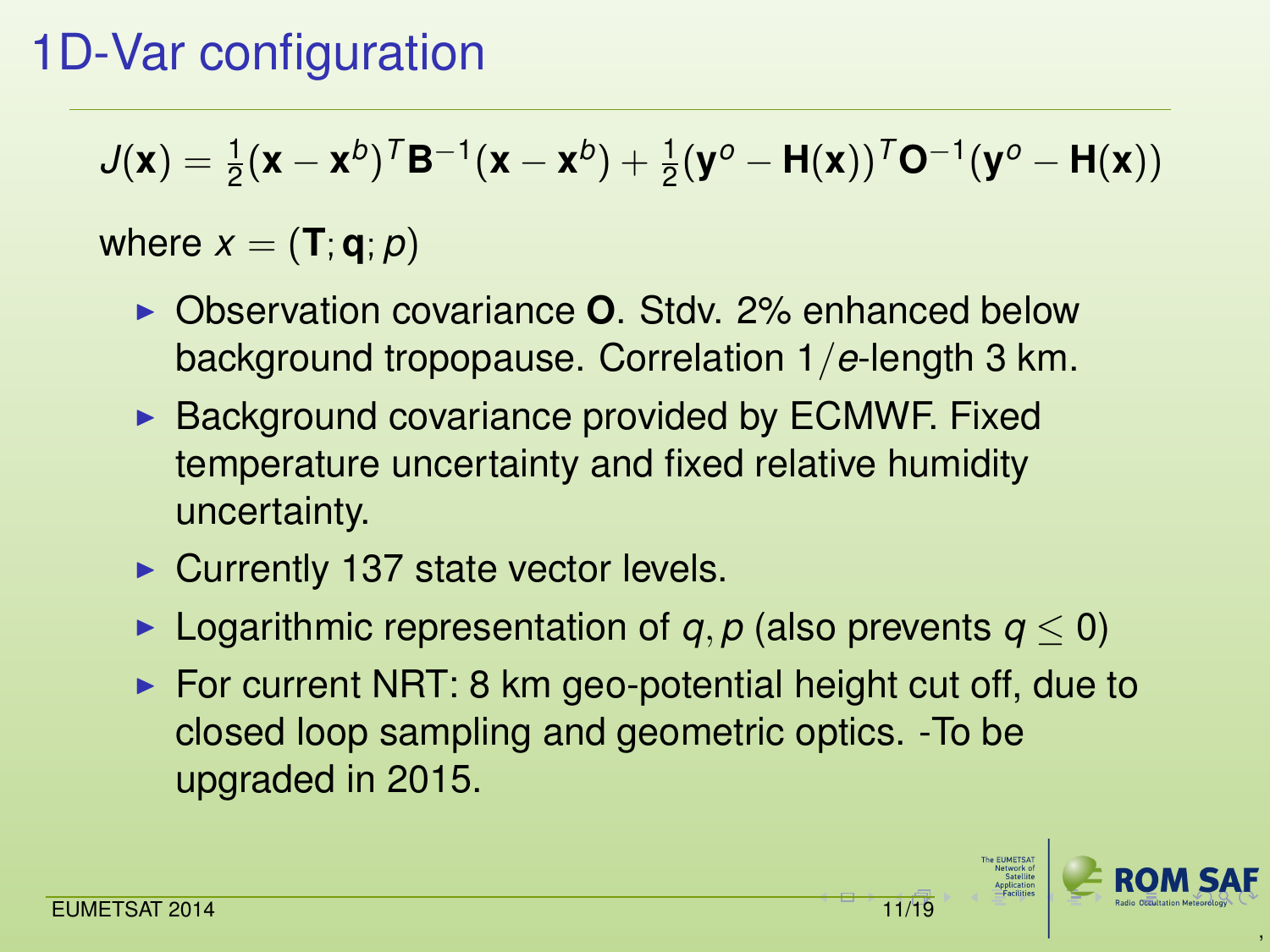# 1D-Var configuration

$$J(\mathbf{x}) = \frac{1}{2}(\mathbf{x} - \mathbf{x}^b)^T \mathbf{B}^{-1}(\mathbf{x} - \mathbf{x}^b) + \frac{1}{2}(\mathbf{y}^o - \mathbf{H}(\mathbf{x}))^T \mathbf{O}^{-1}(\mathbf{y}^o - \mathbf{H}(\mathbf{x}))$$

where $x = (\mathbf{T}; \mathbf{q}; p)$

- Observation covariance **O**. Stdv. 2% enhanced below background tropopause. Correlation $1/e$-length 3 km.
- Background covariance provided by ECMWF. Fixed temperature uncertainty and fixed relative humidity uncertainty.
- Currently 137 state vector levels.
- Logarithmic representation of $q, p$ (also prevents $q \leq 0$)
- For current NRT: 8 km geo-potential height cut off, due to closed loop sampling and geometric optics. -To be upgraded in 2015.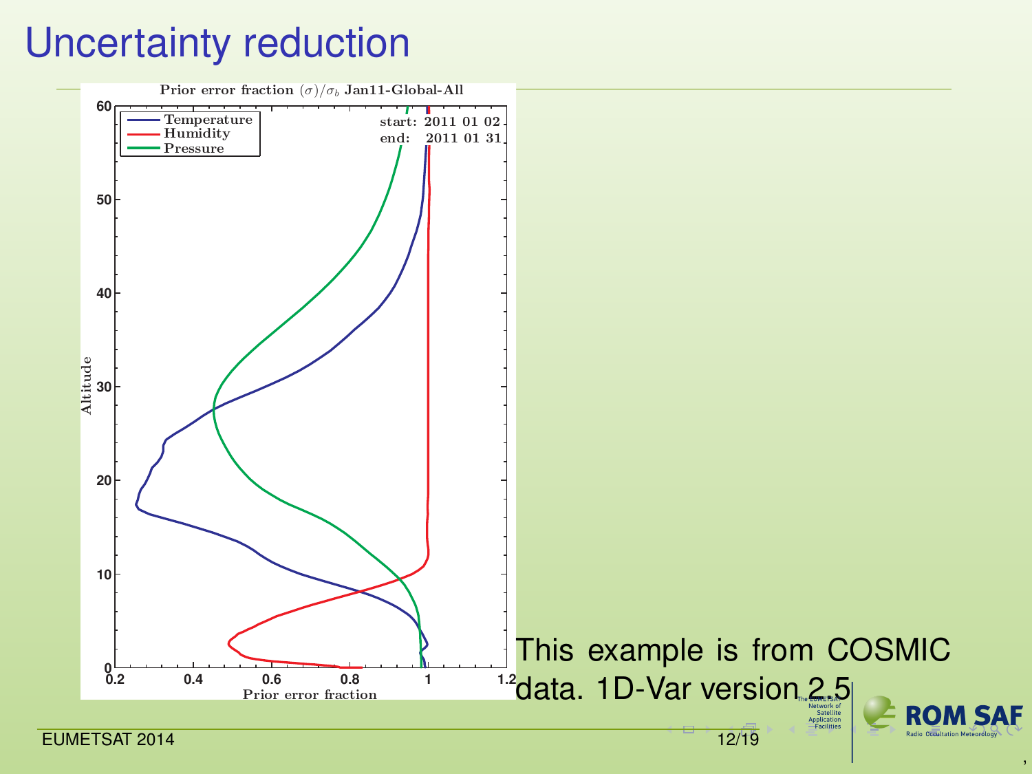# Uncertainty reduction

This example is from COSMIC data. 1D-Var version 2.5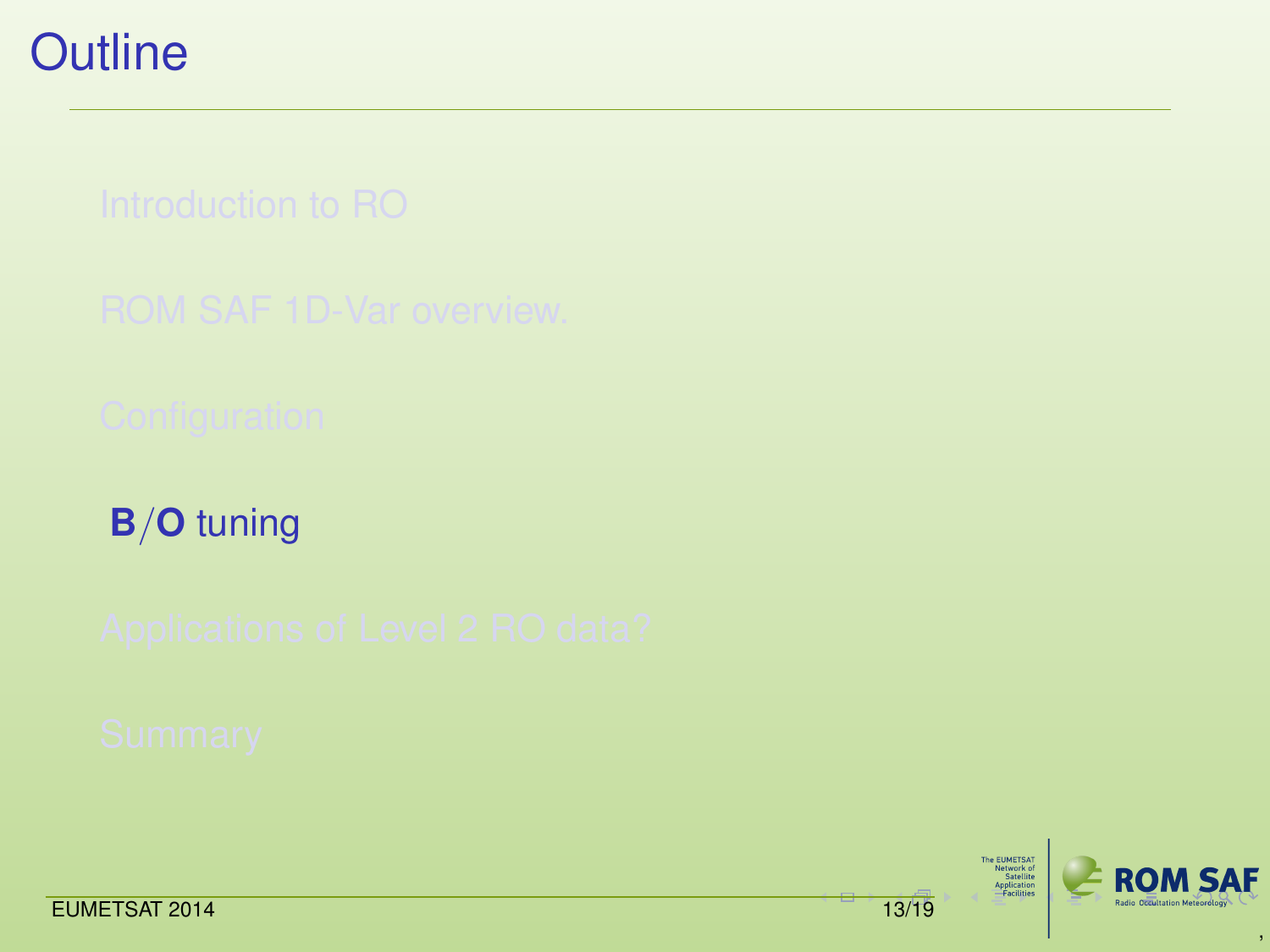# Outline

- Introduction to RO
- ROM SAF 1D-Var overview.
- Configuration
- **B**/**O** tuning
- Applications of Level 2 RO data?
- Summary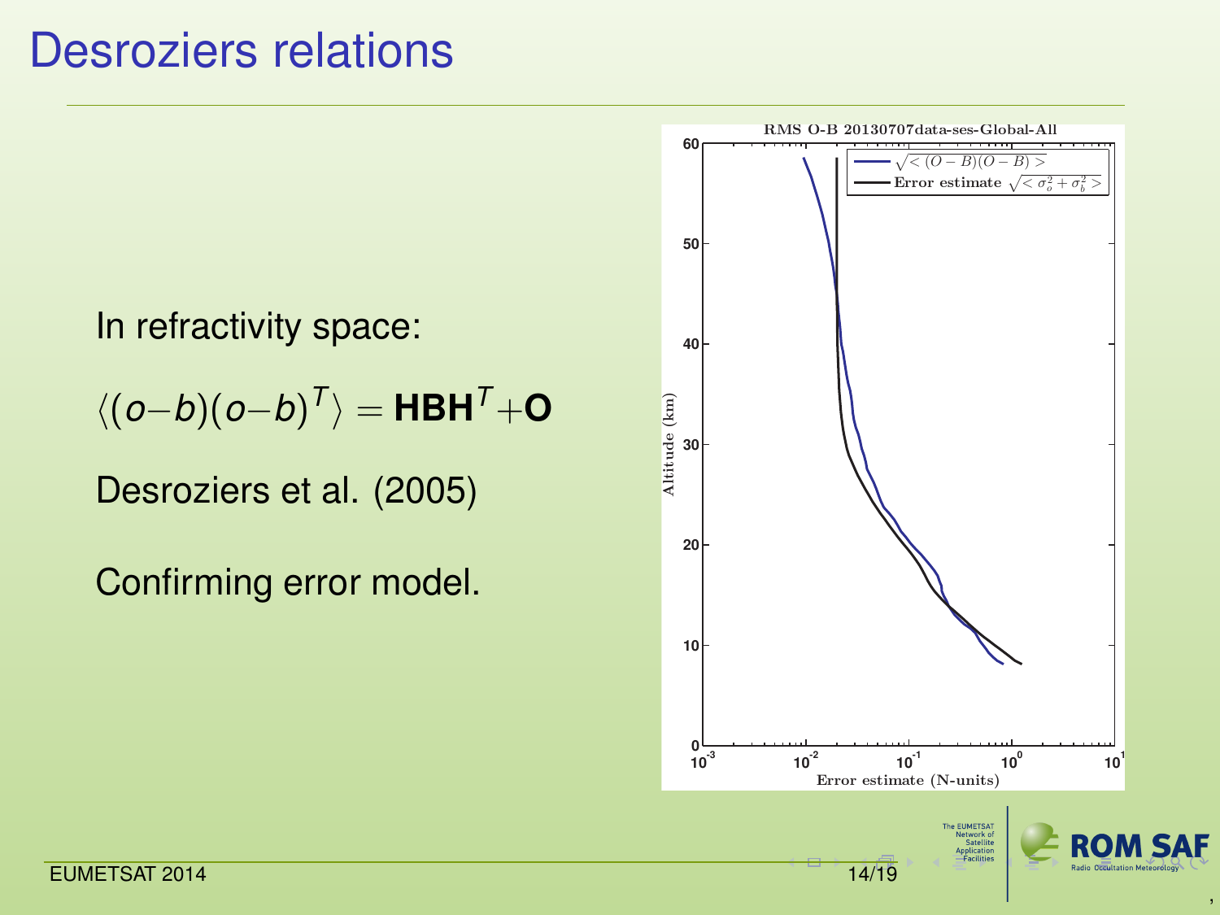# Desroziers relations

In refractivity space:

$$\langle (o-b)(o-b)^T \rangle = \mathbf{HBH}^T + \mathbf{O}$$

Desroziers et al. (2005)

Confirming error model.

RMS O-B 20130707data-ses-Global-All

- $\sqrt{<(O-B)(O-B)>}$
- Error estimate $\sqrt{<\sigma_o^2 + \sigma_b^2>}$

Altitude (km)

Error estimate (N-units)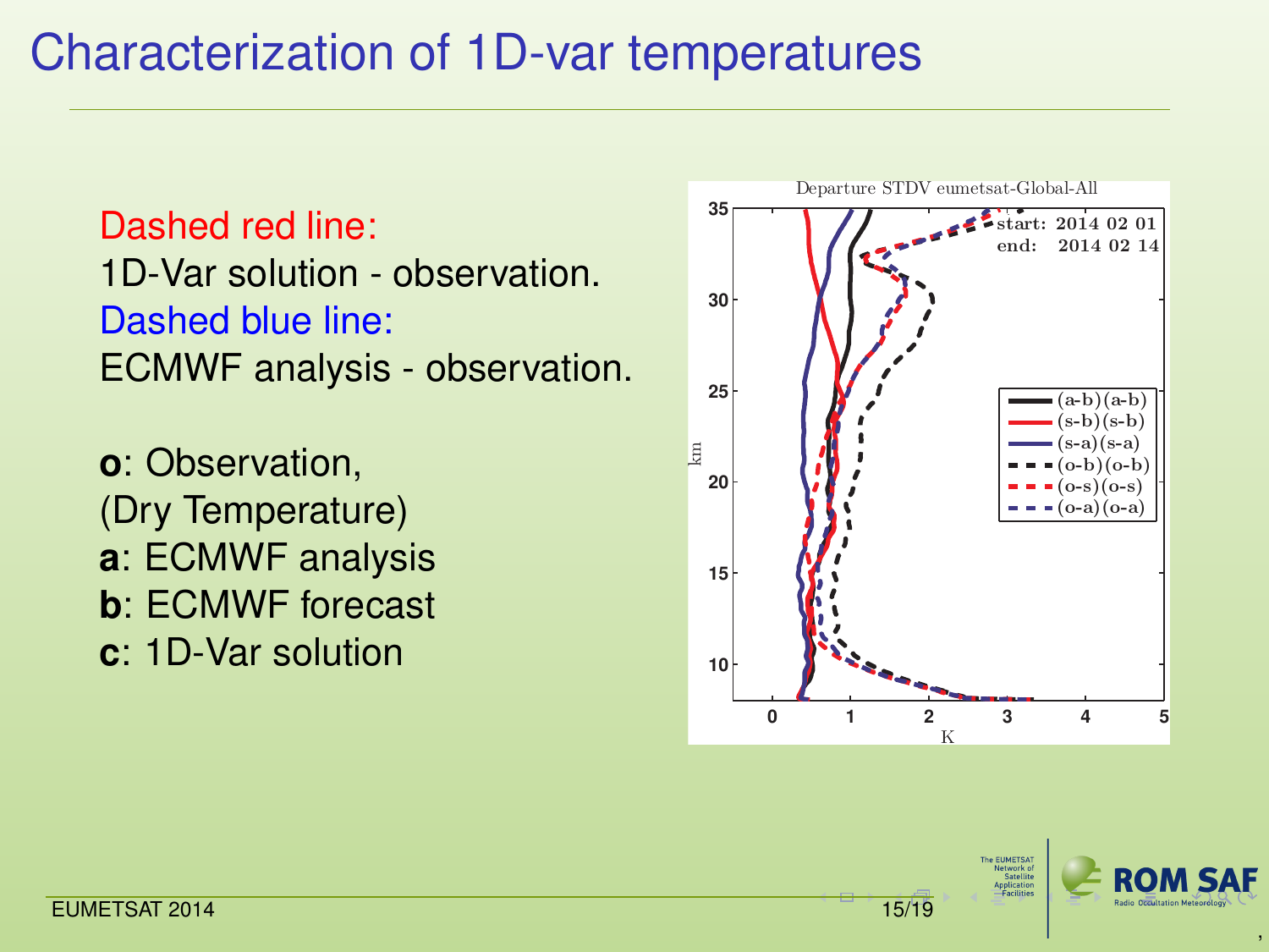# Characterization of 1D-var temperatures

Dashed red line:
1D-Var solution - observation.
Dashed blue line:
ECMWF analysis - observation.

**o**: Observation,
(Dry Temperature)
**a**: ECMWF analysis
**b**: ECMWF forecast
**c**: 1D-Var solution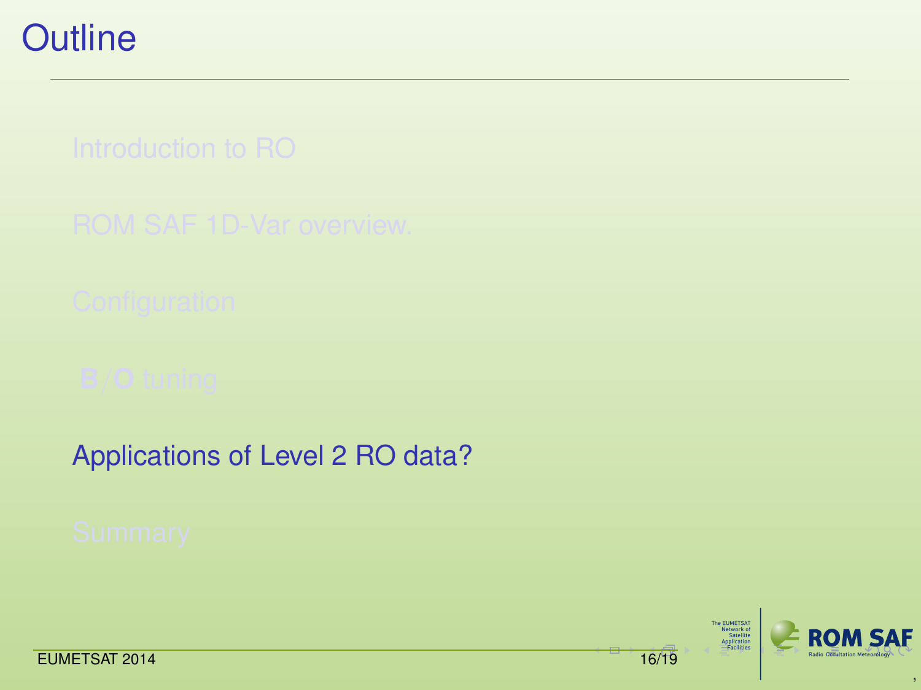# Outline

- Introduction to RO
- ROM SAF 1D-Var overview.
- Configuration
- **B**/**O** tuning
- Applications of Level 2 RO data?
- Summary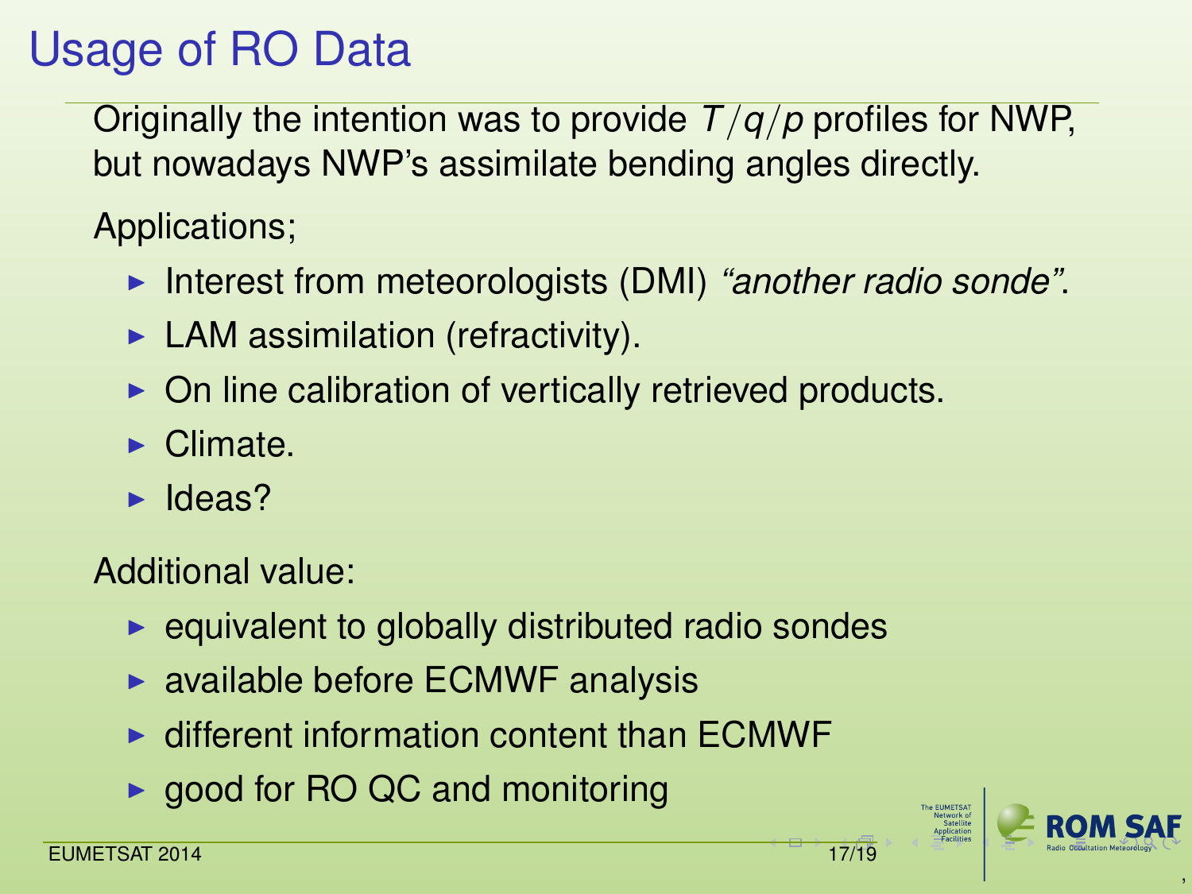# Usage of RO Data

Originally the intention was to provide $T/q/p$ profiles for NWP, but nowadays NWP's assimilate bending angles directly.

Applications;

- Interest from meteorologists (DMI) *"another radio sonde"*.
- LAM assimilation (refractivity).
- On line calibration of vertically retrieved products.
- Climate.
- Ideas?

Additional value:

- equivalent to globally distributed radio sondes
- available before ECMWF analysis
- different information content than ECMWF
- good for RO QC and monitoring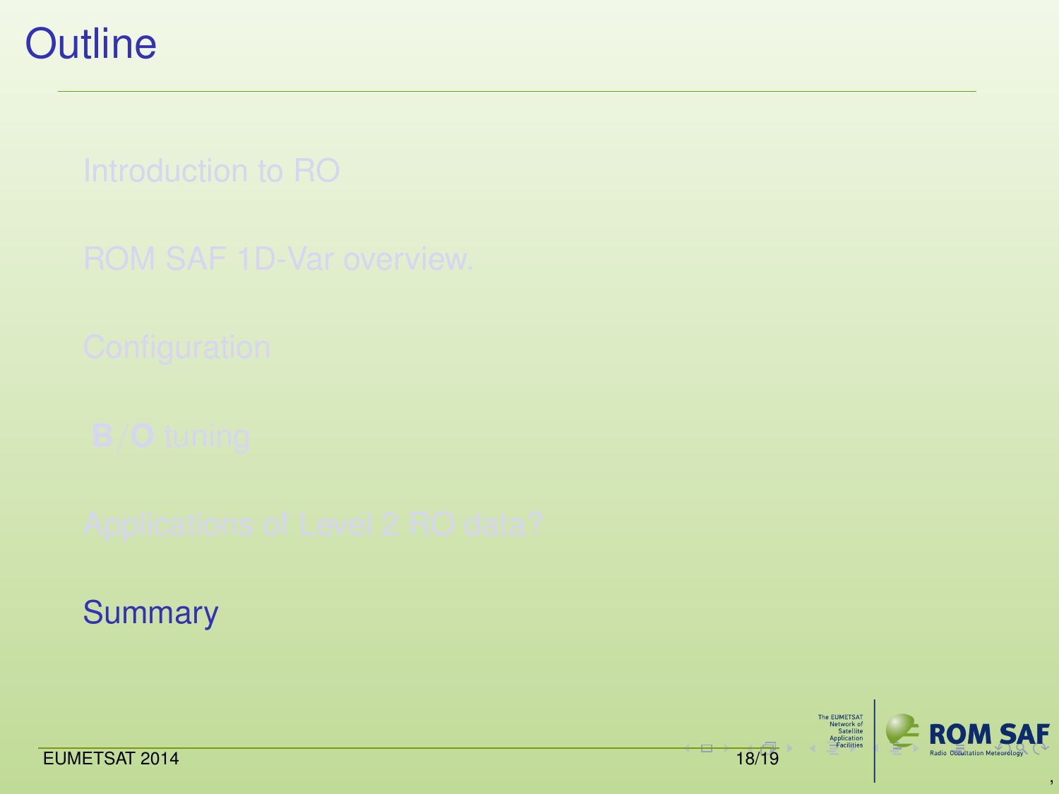# Outline

- Introduction to RO
- ROM SAF 1D-Var overview.
- Configuration
- **B**/**O** tuning
- Applications of Level 2 RO data?
- Summary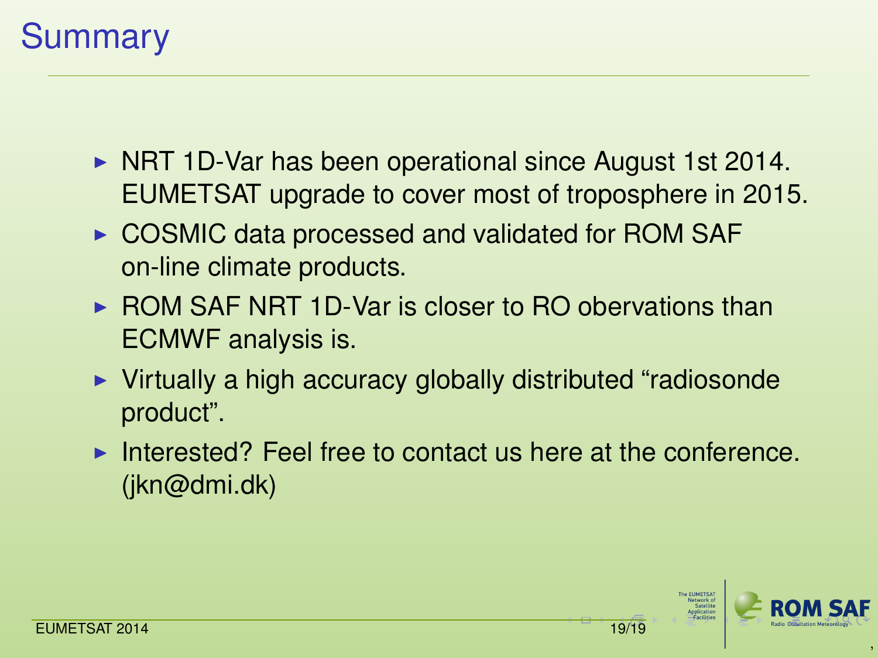# Summary

- NRT 1D-Var has been operational since August 1st 2014. EUMETSAT upgrade to cover most of troposphere in 2015.
- COSMIC data processed and validated for ROM SAF on-line climate products.
- ROM SAF NRT 1D-Var is closer to RO obervations than ECMWF analysis is.
- Virtually a high accuracy globally distributed “radiosonde product”.
- Interested? Feel free to contact us here at the conference. (jkn@dmi.dk)